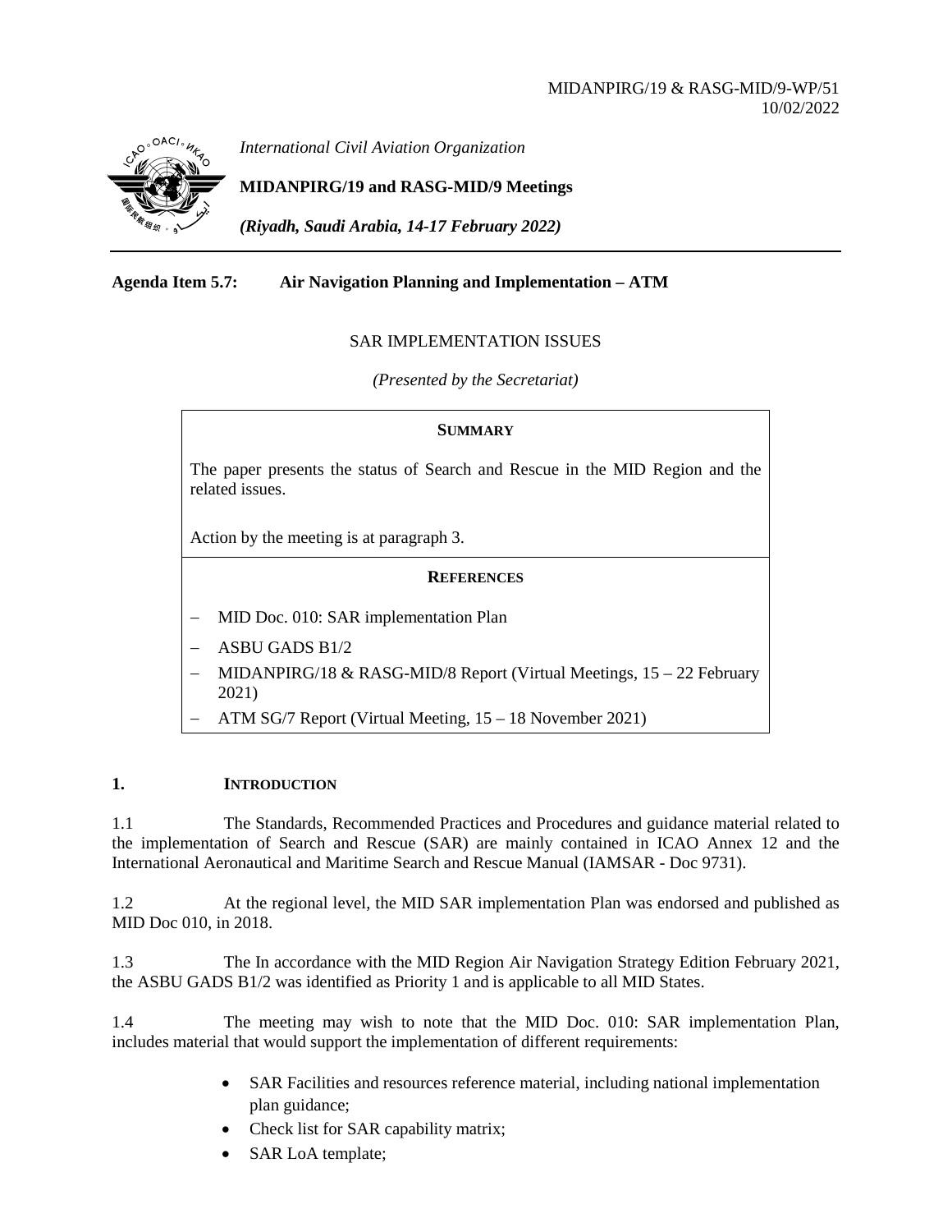MIDANPIRG/19 & RASG-MID/9-WP/51
10/02/2022

*International Civil Aviation Organization*

**MIDANPIRG/19 and RASG-MID/9 Meetings**

***(Riyadh, Saudi Arabia, 14-17 February 2022)***

---

**Agenda Item 5.7: Air Navigation Planning and Implementation – ATM**

SAR IMPLEMENTATION ISSUES

*(Presented by the Secretariat)*

**SUMMARY**

The paper presents the status of Search and Rescue in the MID Region and the related issues.

Action by the meeting is at paragraph 3.

**REFERENCES**

- MID Doc. 010: SAR implementation Plan
- ASBU GADS B1/2
- MIDANPIRG/18 & RASG-MID/8 Report (Virtual Meetings, 15 – 22 February 2021)
- ATM SG/7 Report (Virtual Meeting, 15 – 18 November 2021)

## 1. INTRODUCTION

1.1 The Standards, Recommended Practices and Procedures and guidance material related to the implementation of Search and Rescue (SAR) are mainly contained in ICAO Annex 12 and the International Aeronautical and Maritime Search and Rescue Manual (IAMSAR - Doc 9731).

1.2 At the regional level, the MID SAR implementation Plan was endorsed and published as MID Doc 010, in 2018.

1.3 The In accordance with the MID Region Air Navigation Strategy Edition February 2021, the ASBU GADS B1/2 was identified as Priority 1 and is applicable to all MID States.

1.4 The meeting may wish to note that the MID Doc. 010: SAR implementation Plan, includes material that would support the implementation of different requirements:

- SAR Facilities and resources reference material, including national implementation plan guidance;
- Check list for SAR capability matrix;
- SAR LoA template;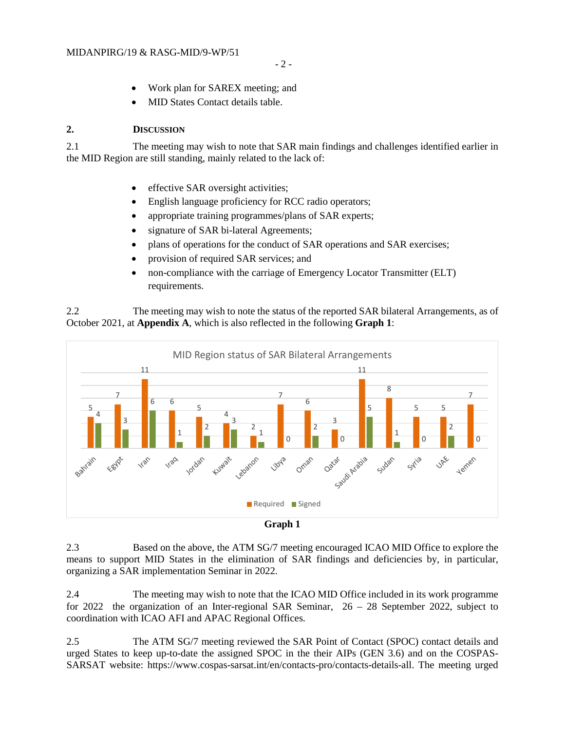- Work plan for SAREX meeting; and
- MID States Contact details table.

## 2. DISCUSSION

2.1 The meeting may wish to note that SAR main findings and challenges identified earlier in the MID Region are still standing, mainly related to the lack of:

- effective SAR oversight activities;
- English language proficiency for RCC radio operators;
- appropriate training programmes/plans of SAR experts;
- signature of SAR bi-lateral Agreements;
- plans of operations for the conduct of SAR operations and SAR exercises;
- provision of required SAR services; and
- non-compliance with the carriage of Emergency Locator Transmitter (ELT) requirements.

2.2 The meeting may wish to note the status of the reported SAR bilateral Arrangements, as of October 2021, at **Appendix A**, which is also reflected in the following **Graph 1**:

MID Region status of SAR Bilateral Arrangements

| State | Required | Signed |
|---|---|---|
| Bahrain | 5 | 4 |
| Egypt | 7 | 3 |
| Iran | 11 | 6 |
| Iraq | 6 | 1 |
| Jordan | 5 | 2 |
| Kuwait | 4 | 3 |
| Lebanon | 2 | 1 |
| Libya | 7 | 0 |
| Oman | 6 | 2 |
| Qatar | 3 | 0 |
| Saudi Arabia | 11 | 5 |
| Sudan | 8 | 1 |
| Syria | 5 | 0 |
| UAE | 5 | 2 |
| Yemen | 7 | 0 |

**Graph 1**

2.3 Based on the above, the ATM SG/7 meeting encouraged ICAO MID Office to explore the means to support MID States in the elimination of SAR findings and deficiencies by, in particular, organizing a SAR implementation Seminar in 2022.

2.4 The meeting may wish to note that the ICAO MID Office included in its work programme for 2022 the organization of an Inter-regional SAR Seminar, 26 – 28 September 2022, subject to coordination with ICAO AFI and APAC Regional Offices.

2.5 The ATM SG/7 meeting reviewed the SAR Point of Contact (SPOC) contact details and urged States to keep up-to-date the assigned SPOC in the their AIPs (GEN 3.6) and on the COSPAS-SARSAT website: https://www.cospas-sarsat.int/en/contacts-pro/contacts-details-all. The meeting urged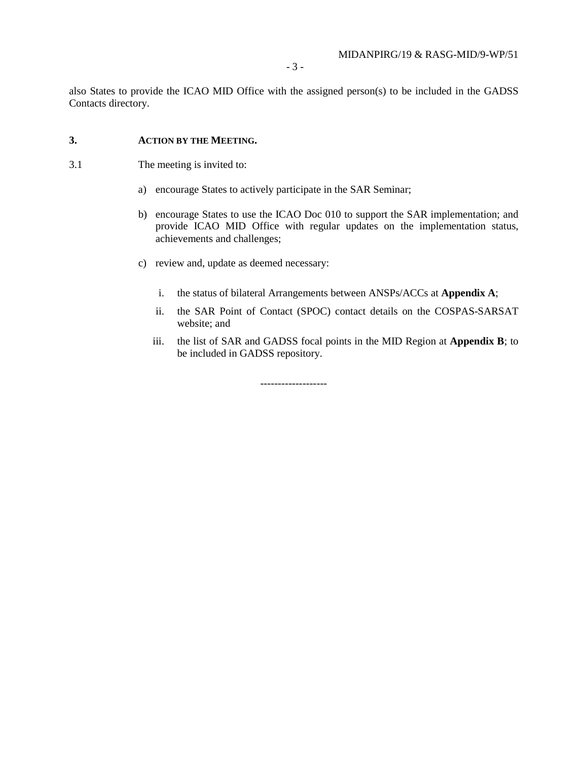also States to provide the ICAO MID Office with the assigned person(s) to be included in the GADSS Contacts directory.

## 3. ACTION BY THE MEETING.

3.1 The meeting is invited to:

a) encourage States to actively participate in the SAR Seminar;

b) encourage States to use the ICAO Doc 010 to support the SAR implementation; and provide ICAO MID Office with regular updates on the implementation status, achievements and challenges;

c) review and, update as deemed necessary:

   i. the status of bilateral Arrangements between ANSPs/ACCs at **Appendix A**;

   ii. the SAR Point of Contact (SPOC) contact details on the COSPAS-SARSAT website; and

   iii. the list of SAR and GADSS focal points in the MID Region at **Appendix B**; to be included in GADSS repository.

------------------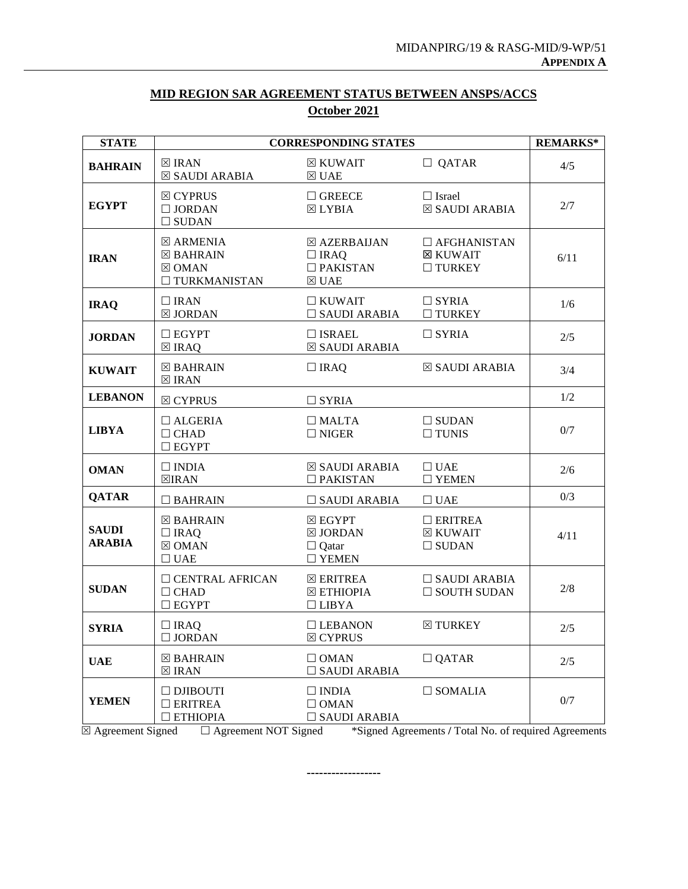MIDANPIRG/19 & RASG-MID/9-WP/51
**APPENDIX A**

## MID REGION SAR AGREEMENT STATUS BETWEEN ANSPS/ACCS

**October 2021**

| STATE | CORRESPONDING STATES | | | REMARKS* |
|---|---|---|---|---|
| **BAHRAIN** | ☒ IRAN<br>☒ SAUDI ARABIA | ☒ KUWAIT<br>☒ UAE | ☐ QATAR | 4/5 |
| **EGYPT** | ☒ CYPRUS<br>☐ JORDAN<br>☐ SUDAN | ☐ GREECE<br>☒ LYBIA | ☐ Israel<br>☒ SAUDI ARABIA | 2/7 |
| **IRAN** | ☒ ARMENIA<br>☒ BAHRAIN<br>☒ OMAN<br>☐ TURKMANISTAN | ☒ AZERBAIJAN<br>☐ IRAQ<br>☐ PAKISTAN<br>☒ UAE | ☐ AFGHANISTAN<br>☒ KUWAIT<br>☐ TURKEY | 6/11 |
| **IRAQ** | ☐ IRAN<br>☒ JORDAN | ☐ KUWAIT<br>☐ SAUDI ARABIA | ☐ SYRIA<br>☐ TURKEY | 1/6 |
| **JORDAN** | ☐ EGYPT<br>☒ IRAQ | ☐ ISRAEL<br>☒ SAUDI ARABIA | ☐ SYRIA | 2/5 |
| **KUWAIT** | ☒ BAHRAIN<br>☒ IRAN | ☐ IRAQ | ☒ SAUDI ARABIA | 3/4 |
| **LEBANON** | ☒ CYPRUS | ☐ SYRIA | | 1/2 |
| **LIBYA** | ☐ ALGERIA<br>☐ CHAD<br>☐ EGYPT | ☐ MALTA<br>☐ NIGER | ☐ SUDAN<br>☐ TUNIS | 0/7 |
| **OMAN** | ☐ INDIA<br>☒IRAN | ☒ SAUDI ARABIA<br>☐ PAKISTAN | ☐ UAE<br>☐ YEMEN | 2/6 |
| **QATAR** | ☐ BAHRAIN | ☐ SAUDI ARABIA | ☐ UAE | 0/3 |
| **SAUDI ARABIA** | ☒ BAHRAIN<br>☐ IRAQ<br>☒ OMAN<br>☐ UAE | ☒ EGYPT<br>☒ JORDAN<br>☐ Qatar<br>☐ YEMEN | ☐ ERITREA<br>☒ KUWAIT<br>☐ SUDAN | 4/11 |
| **SUDAN** | ☐ CENTRAL AFRICAN<br>☐ CHAD<br>☐ EGYPT | ☒ ERITREA<br>☒ ETHIOPIA<br>☐ LIBYA | ☐ SAUDI ARABIA<br>☐ SOUTH SUDAN | 2/8 |
| **SYRIA** | ☐ IRAQ<br>☐ JORDAN | ☐ LEBANON<br>☒ CYPRUS | ☒ TURKEY | 2/5 |
| **UAE** | ☒ BAHRAIN<br>☒ IRAN | ☐ OMAN<br>☐ SAUDI ARABIA | ☐ QATAR | 2/5 |
| **YEMEN** | ☐ DJIBOUTI<br>☐ ERITREA<br>☐ ETHIOPIA | ☐ INDIA<br>☐ OMAN<br>☐ SAUDI ARABIA | ☐ SOMALIA | 0/7 |

☒ Agreement Signed ☐ Agreement NOT Signed *Signed Agreements / Total No. of required Agreements

------------------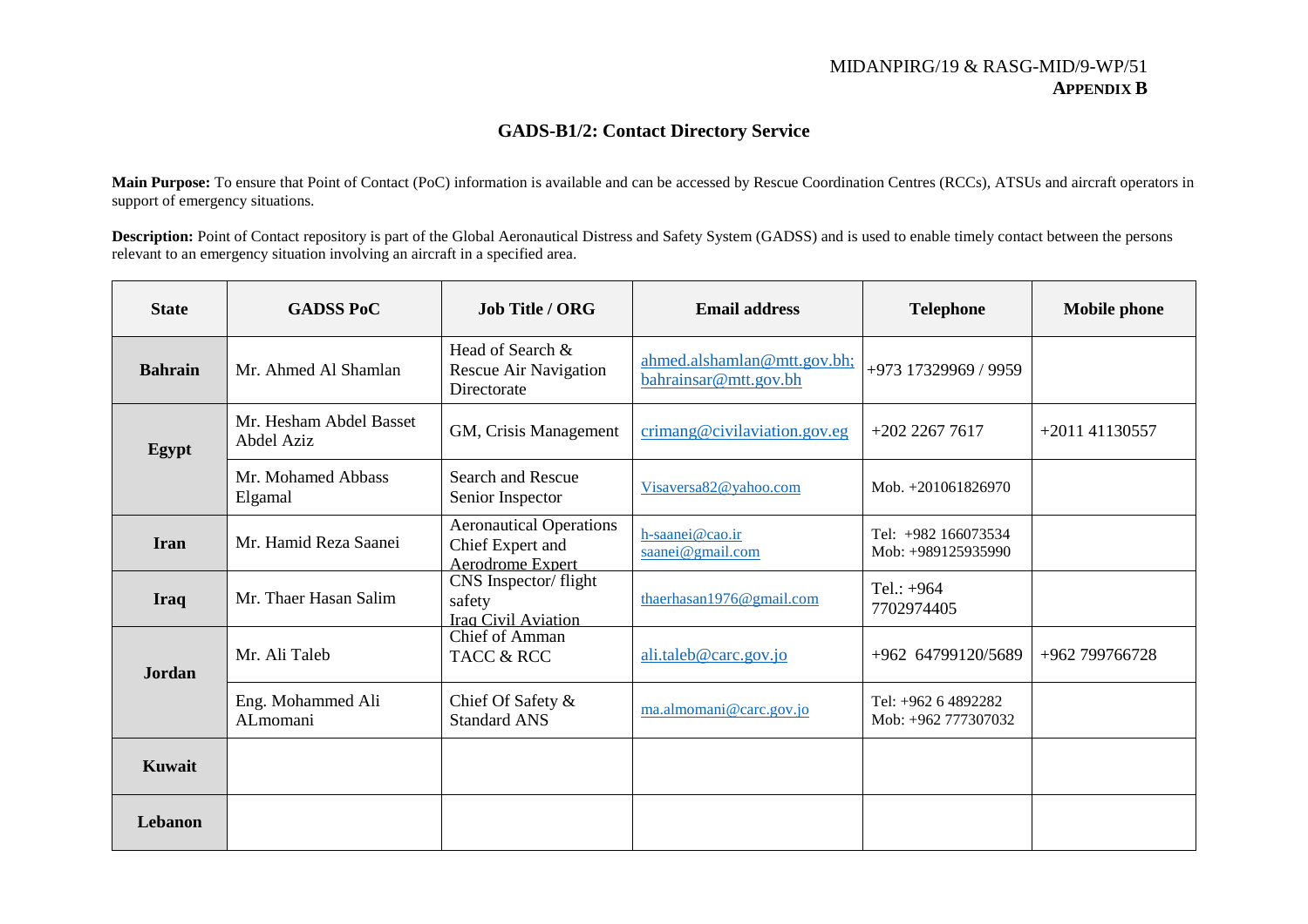MIDANPIRG/19 & RASG-MID/9-WP/51
**APPENDIX B**

## GADS-B1/2: Contact Directory Service

**Main Purpose:** To ensure that Point of Contact (PoC) information is available and can be accessed by Rescue Coordination Centres (RCCs), ATSUs and aircraft operators in support of emergency situations.

**Description:** Point of Contact repository is part of the Global Aeronautical Distress and Safety System (GADSS) and is used to enable timely contact between the persons relevant to an emergency situation involving an aircraft in a specified area.

| State | GADSS PoC | Job Title / ORG | Email address | Telephone | Mobile phone |
|---|---|---|---|---|---|
| **Bahrain** | Mr. Ahmed Al Shamlan | Head of Search & Rescue Air Navigation Directorate | ahmed.alshamlan@mtt.gov.bh; bahrainsar@mtt.gov.bh | +973 17329969 / 9959 | |
| **Egypt** | Mr. Hesham Abdel Basset Abdel Aziz | GM, Crisis Management | crimang@civilaviation.gov.eg | +202 2267 7617 | +2011 41130557 |
| | Mr. Mohamed Abbass Elgamal | Search and Rescue Senior Inspector | Visaversa82@yahoo.com | Mob. +201061826970 | |
| **Iran** | Mr. Hamid Reza Saanei | Aeronautical Operations Chief Expert and Aerodrome Expert | h-saanei@cao.ir saanei@gmail.com | Tel: +982 166073534 Mob: +989125935990 | |
| **Iraq** | Mr. Thaer Hasan Salim | CNS Inspector/ flight safety Iraq Civil Aviation | thaerhasan1976@gmail.com | Tel.: +964 7702974405 | |
| **Jordan** | Mr. Ali Taleb | Chief of Amman TACC & RCC | ali.taleb@carc.gov.jo | +962 64799120/5689 | +962 799766728 |
| | Eng. Mohammed Ali ALmomani | Chief Of Safety & Standard ANS | ma.almomani@carc.gov.jo | Tel: +962 6 4892282 Mob: +962 777307032 | |
| **Kuwait** | | | | | |
| **Lebanon** | | | | | |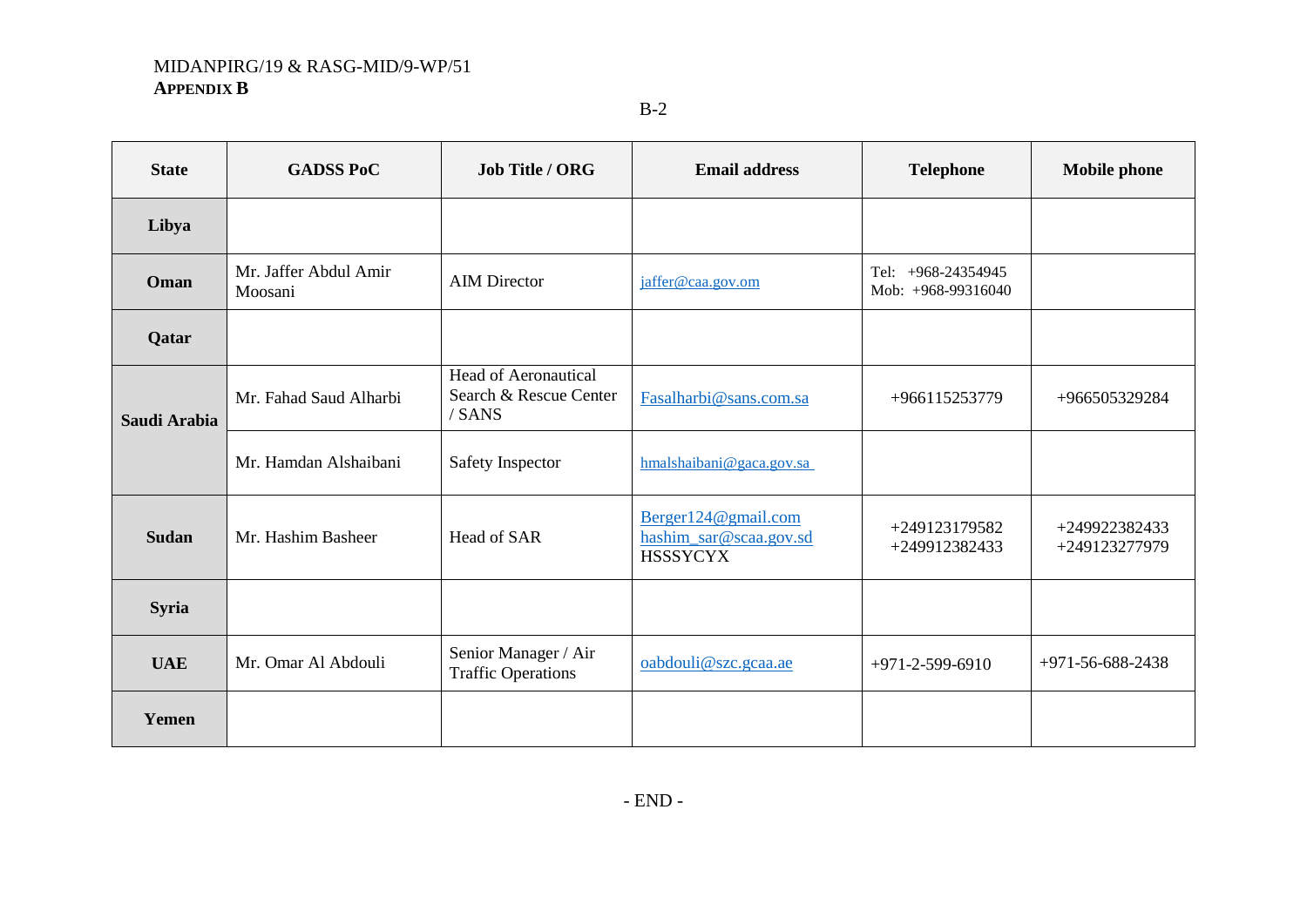| State | GADSS PoC | Job Title / ORG | Email address | Telephone | Mobile phone |
|---|---|---|---|---|---|
| **Libya** | | | | | |
| **Oman** | Mr. Jaffer Abdul Amir Moosani | AIM Director | jaffer@caa.gov.om | Tel: +968-24354945<br>Mob: +968-99316040 | |
| **Qatar** | | | | | |
| **Saudi Arabia** | Mr. Fahad Saud Alharbi | Head of Aeronautical Search & Rescue Center / SANS | Fasalharbi@sans.com.sa | +966115253779 | +966505329284 |
| | Mr. Hamdan Alshaibani | Safety Inspector | hmalshaibani@gaca.gov.sa | | |
| **Sudan** | Mr. Hashim Basheer | Head of SAR | Berger124@gmail.com<br>hashim_sar@scaa.gov.sd<br>HSSSYCYX | +249123179582<br>+249912382433 | +249922382433<br>+249123277979 |
| **Syria** | | | | | |
| **UAE** | Mr. Omar Al Abdouli | Senior Manager / Air Traffic Operations | oabdouli@szc.gcaa.ae | +971-2-599-6910 | +971-56-688-2438 |
| **Yemen** | | | | | |

- END -